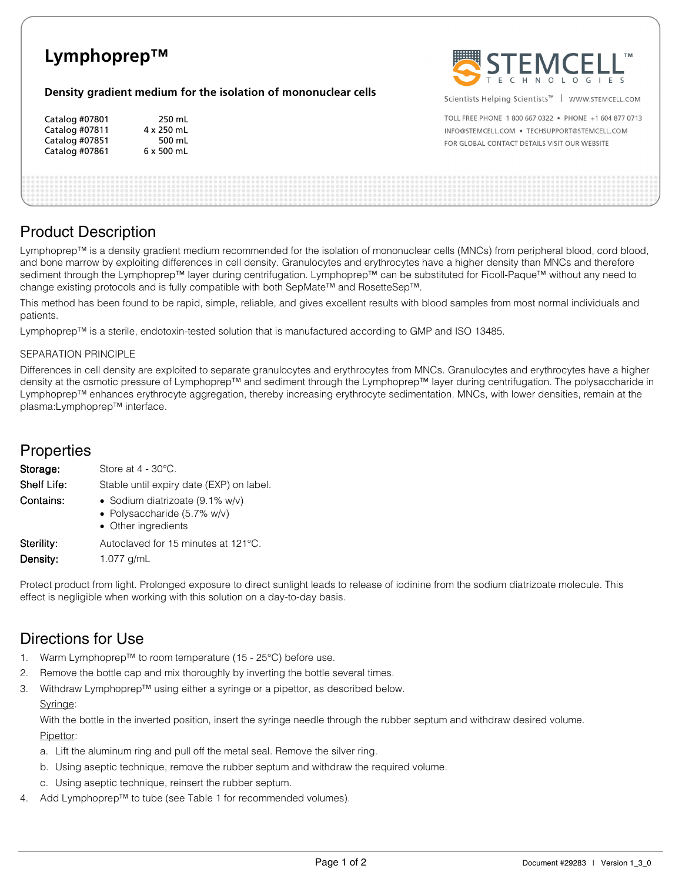# Lymphoprep™

### Density gradient medium for the isolation of mononuclear cells

| | |
|---|---|
| Catalog #07801 | 250 mL |
| Catalog #07811 | 4 x 250 mL |
| Catalog #07851 | 500 mL |
| Catalog #07861 | 6 x 500 mL |

STEMCELL™ TECHNOLOGIES

Scientists Helping Scientists™ | WWW.STEMCELL.COM

TOLL FREE PHONE 1 800 667 0322 • PHONE +1 604 877 0713
INFO@STEMCELL.COM • TECHSUPPORT@STEMCELL.COM
FOR GLOBAL CONTACT DETAILS VISIT OUR WEBSITE

## Product Description

Lymphoprep™ is a density gradient medium recommended for the isolation of mononuclear cells (MNCs) from peripheral blood, cord blood, and bone marrow by exploiting differences in cell density. Granulocytes and erythrocytes have a higher density than MNCs and therefore sediment through the Lymphoprep™ layer during centrifugation. Lymphoprep™ can be substituted for Ficoll-Paque™ without any need to change existing protocols and is fully compatible with both SepMate™ and RosetteSep™.

This method has been found to be rapid, simple, reliable, and gives excellent results with blood samples from most normal individuals and patients.

Lymphoprep™ is a sterile, endotoxin-tested solution that is manufactured according to GMP and ISO 13485.

SEPARATION PRINCIPLE

Differences in cell density are exploited to separate granulocytes and erythrocytes from MNCs. Granulocytes and erythrocytes have a higher density at the osmotic pressure of Lymphoprep™ and sediment through the Lymphoprep™ layer during centrifugation. The polysaccharide in Lymphoprep™ enhances erythrocyte aggregation, thereby increasing erythrocyte sedimentation. MNCs, with lower densities, remain at the plasma:Lymphoprep™ interface.

## Properties

**Storage:** Store at 4 - 30°C.

**Shelf Life:** Stable until expiry date (EXP) on label.

**Contains:**
- Sodium diatrizoate (9.1% w/v)
- Polysaccharide (5.7% w/v)
- Other ingredients

**Sterility:** Autoclaved for 15 minutes at 121°C.

**Density:** 1.077 g/mL

Protect product from light. Prolonged exposure to direct sunlight leads to release of iodinine from the sodium diatrizoate molecule. This effect is negligible when working with this solution on a day-to-day basis.

## Directions for Use

1. Warm Lymphoprep™ to room temperature (15 - 25°C) before use.
2. Remove the bottle cap and mix thoroughly by inverting the bottle several times.
3. Withdraw Lymphoprep™ using either a syringe or a pipettor, as described below.

   Syringe:

   With the bottle in the inverted position, insert the syringe needle through the rubber septum and withdraw desired volume.

   Pipettor:

   a. Lift the aluminum ring and pull off the metal seal. Remove the silver ring.
   b. Using aseptic technique, remove the rubber septum and withdraw the required volume.
   c. Using aseptic technique, reinsert the rubber septum.
4. Add Lymphoprep™ to tube (see Table 1 for recommended volumes).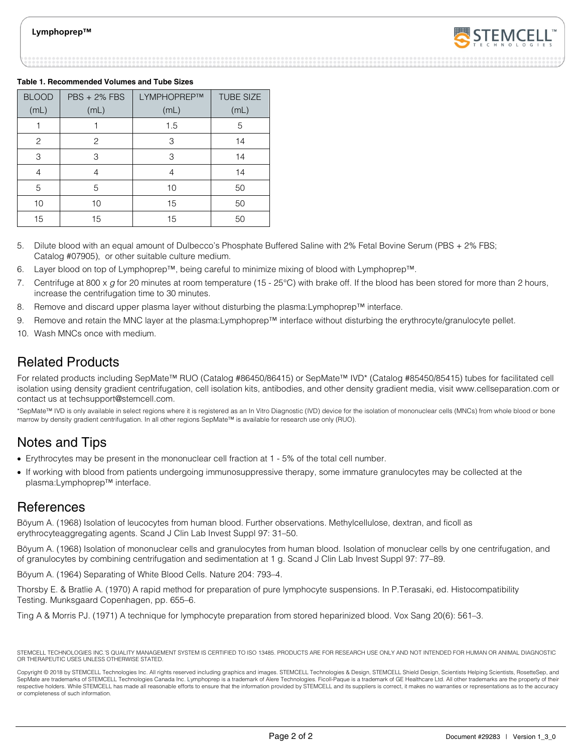**Table 1. Recommended Volumes and Tube Sizes**

| BLOOD (mL) | PBS + 2% FBS (mL) | LYMPHOPREP™ (mL) | TUBE SIZE (mL) |
|---|---|---|---|
| 1 | 1 | 1.5 | 5 |
| 2 | 2 | 3 | 14 |
| 3 | 3 | 3 | 14 |
| 4 | 4 | 4 | 14 |
| 5 | 5 | 10 | 50 |
| 10 | 10 | 15 | 50 |
| 15 | 15 | 15 | 50 |

5. Dilute blood with an equal amount of Dulbecco's Phosphate Buffered Saline with 2% Fetal Bovine Serum (PBS + 2% FBS; Catalog #07905), or other suitable culture medium.
6. Layer blood on top of Lymphoprep™, being careful to minimize mixing of blood with Lymphoprep™.
7. Centrifuge at 800 x *g* for 20 minutes at room temperature (15 - 25°C) with brake off. If the blood has been stored for more than 2 hours, increase the centrifugation time to 30 minutes.
8. Remove and discard upper plasma layer without disturbing the plasma:Lymphoprep™ interface.
9. Remove and retain the MNC layer at the plasma:Lymphoprep™ interface without disturbing the erythrocyte/granulocyte pellet.
10. Wash MNCs once with medium.

## Related Products

For related products including SepMate™ RUO (Catalog #86450/86415) or SepMate™ IVD* (Catalog #85450/85415) tubes for facilitated cell isolation using density gradient centrifugation, cell isolation kits, antibodies, and other density gradient media, visit www.cellseparation.com or contact us at techsupport@stemcell.com.

*SepMate™ IVD is only available in select regions where it is registered as an In Vitro Diagnostic (IVD) device for the isolation of mononuclear cells (MNCs) from whole blood or bone marrow by density gradient centrifugation. In all other regions SepMate™ is available for research use only (RUO).

## Notes and Tips

- Erythrocytes may be present in the mononuclear cell fraction at 1 - 5% of the total cell number.
- If working with blood from patients undergoing immunosuppressive therapy, some immature granulocytes may be collected at the plasma:Lymphoprep™ interface.

## References

Böyum A. (1968) Isolation of leucocytes from human blood. Further observations. Methylcellulose, dextran, and ficoll as erythrocyteaggregating agents. Scand J Clin Lab Invest Suppl 97: 31–50.

Böyum A. (1968) Isolation of mononuclear cells and granulocytes from human blood. Isolation of monuclear cells by one centrifugation, and of granulocytes by combining centrifugation and sedimentation at 1 g. Scand J Clin Lab Invest Suppl 97: 77–89.

Böyum A. (1964) Separating of White Blood Cells. Nature 204: 793–4.

Thorsby E. & Bratlie A. (1970) A rapid method for preparation of pure lymphocyte suspensions. In P.Terasaki, ed. Histocompatibility Testing. Munksgaard Copenhagen, pp. 655–6.

Ting A & Morris PJ. (1971) A technique for lymphocyte preparation from stored heparinized blood. Vox Sang 20(6): 561–3.

STEMCELL TECHNOLOGIES INC.'S QUALITY MANAGEMENT SYSTEM IS CERTIFIED TO ISO 13485. PRODUCTS ARE FOR RESEARCH USE ONLY AND NOT INTENDED FOR HUMAN OR ANIMAL DIAGNOSTIC OR THERAPEUTIC USES UNLESS OTHERWISE STATED.

Copyright © 2018 by STEMCELL Technologies Inc. All rights reserved including graphics and images. STEMCELL Technologies & Design, STEMCELL Shield Design, Scientists Helping Scientists, RosetteSep, and SepMate are trademarks of STEMCELL Technologies Canada Inc. Lymphoprep is a trademark of Alere Technologies. Ficoll-Paque is a trademark of GE Healthcare Ltd. All other trademarks are the property of their respective holders. While STEMCELL has made all reasonable efforts to ensure that the information provided by STEMCELL and its suppliers is correct, it makes no warranties or representations as to the accuracy or completeness of such information.